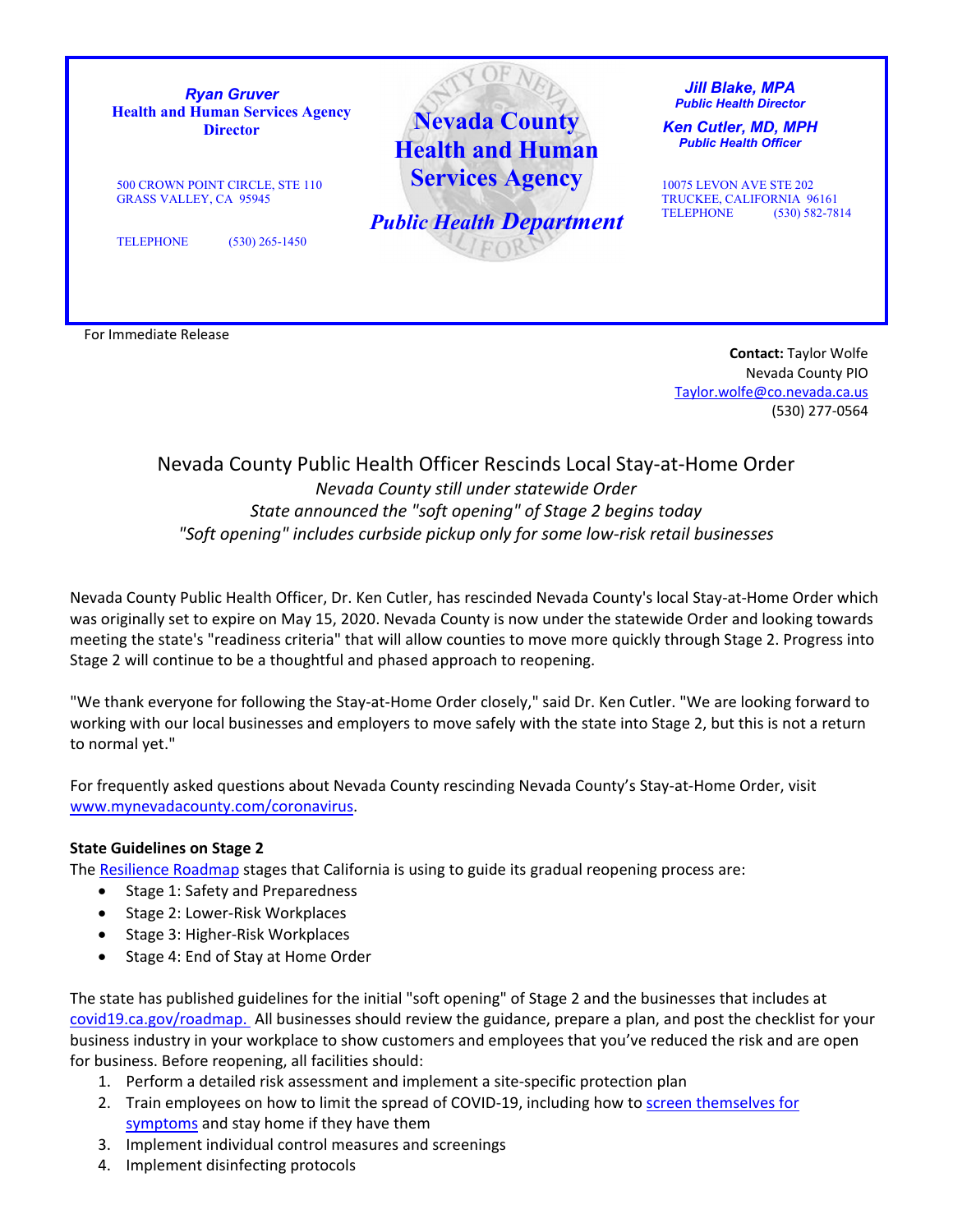**Ryan Gruver**
**Health and Human Services Agency Director**

500 CROWN POINT CIRCLE, STE 110
GRASS VALLEY, CA 95945

TELEPHONE (530) 265-1450

**Nevada County Health and Human Services Agency**

***Public Health Department***

***Jill Blake, MPA***
***Public Health Director***

***Ken Cutler, MD, MPH***
***Public Health Officer***

10075 LEVON AVE STE 202
TRUCKEE, CALIFORNIA 96161
TELEPHONE (530) 582-7814

For Immediate Release

**Contact:** Taylor Wolfe
Nevada County PIO
Taylor.wolfe@co.nevada.ca.us
(530) 277-0564

# Nevada County Public Health Officer Rescinds Local Stay-at-Home Order

*Nevada County still under statewide Order*
*State announced the "soft opening" of Stage 2 begins today*
*"Soft opening" includes curbside pickup only for some low-risk retail businesses*

Nevada County Public Health Officer, Dr. Ken Cutler, has rescinded Nevada County's local Stay-at-Home Order which was originally set to expire on May 15, 2020. Nevada County is now under the statewide Order and looking towards meeting the state's "readiness criteria" that will allow counties to move more quickly through Stage 2. Progress into Stage 2 will continue to be a thoughtful and phased approach to reopening.

"We thank everyone for following the Stay-at-Home Order closely," said Dr. Ken Cutler. "We are looking forward to working with our local businesses and employers to move safely with the state into Stage 2, but this is not a return to normal yet."

For frequently asked questions about Nevada County rescinding Nevada County's Stay-at-Home Order, visit www.mynevadacounty.com/coronavirus.

**State Guidelines on Stage 2**

The Resilience Roadmap stages that California is using to guide its gradual reopening process are:

- Stage 1: Safety and Preparedness
- Stage 2: Lower-Risk Workplaces
- Stage 3: Higher-Risk Workplaces
- Stage 4: End of Stay at Home Order

The state has published guidelines for the initial "soft opening" of Stage 2 and the businesses that includes at covid19.ca.gov/roadmap. All businesses should review the guidance, prepare a plan, and post the checklist for your business industry in your workplace to show customers and employees that you've reduced the risk and are open for business. Before reopening, all facilities should:

1. Perform a detailed risk assessment and implement a site-specific protection plan
2. Train employees on how to limit the spread of COVID-19, including how to screen themselves for symptoms and stay home if they have them
3. Implement individual control measures and screenings
4. Implement disinfecting protocols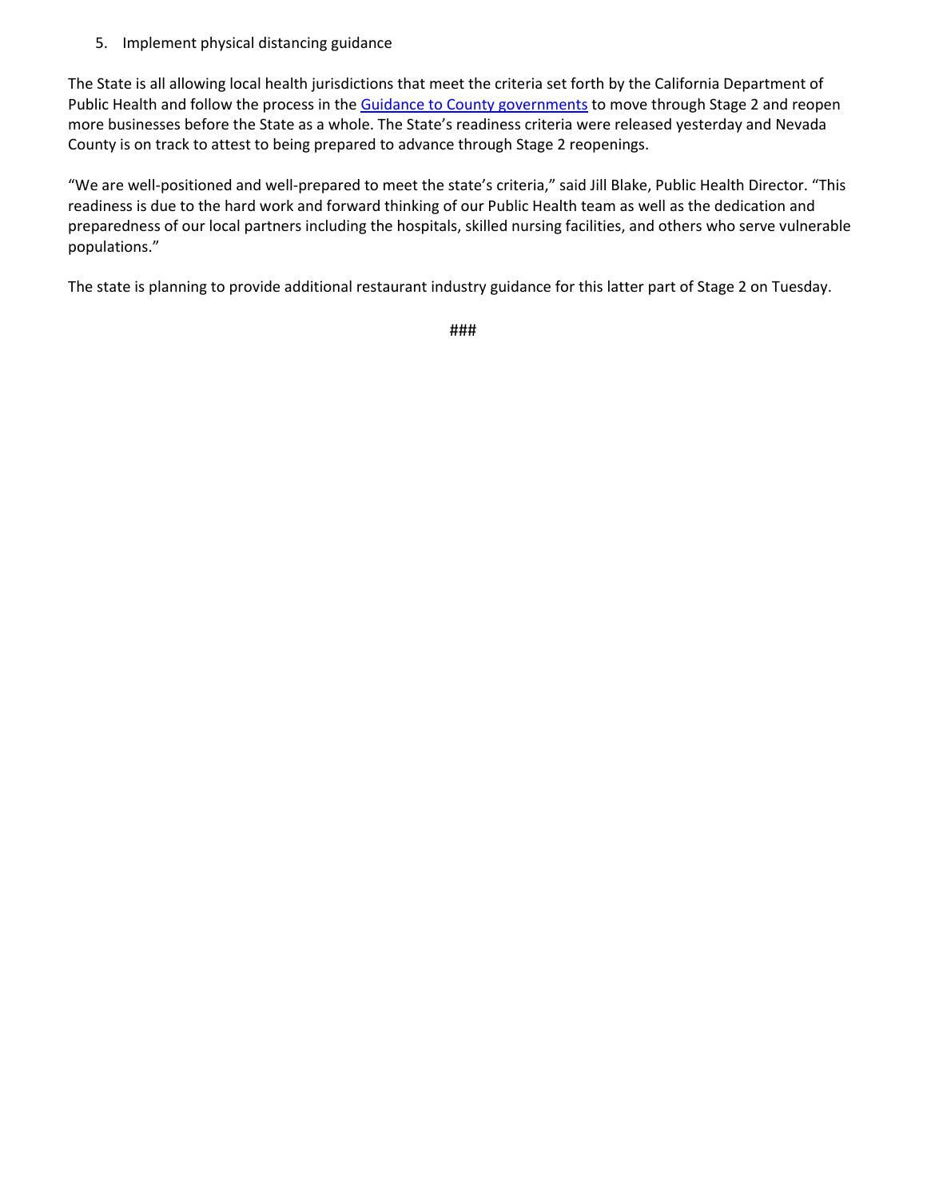5. Implement physical distancing guidance

The State is all allowing local health jurisdictions that meet the criteria set forth by the California Department of Public Health and follow the process in the [Guidance to County governments] to move through Stage 2 and reopen more businesses before the State as a whole. The State's readiness criteria were released yesterday and Nevada County is on track to attest to being prepared to advance through Stage 2 reopenings.

"We are well-positioned and well-prepared to meet the state's criteria," said Jill Blake, Public Health Director. "This readiness is due to the hard work and forward thinking of our Public Health team as well as the dedication and preparedness of our local partners including the hospitals, skilled nursing facilities, and others who serve vulnerable populations."

The state is planning to provide additional restaurant industry guidance for this latter part of Stage 2 on Tuesday.

###